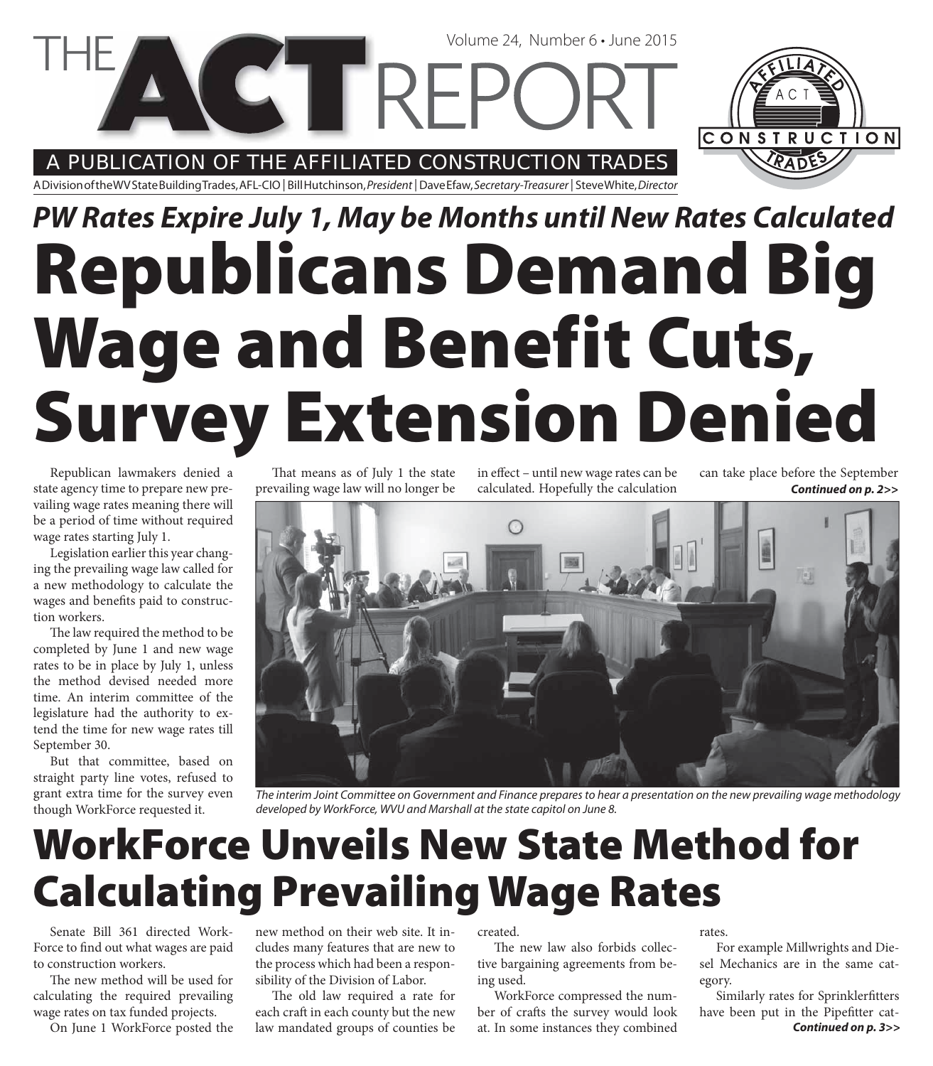# THE ACT REPORT

Volume 24, Number 6 • June 2015

A PUBLICATION OF THE AFFILIATED CONSTRUCTION TRADES

A Division of the WV State Building Trades, AFL-CIO | Bill Hutchinson, *President* | Dave Efaw, *Secretary-Treasurer* | Steve White, *Director*

***PW Rates Expire July 1, May be Months until New Rates Calculated***

# Republicans Demand Big Wage and Benefit Cuts, Survey Extension Denied

Republican lawmakers denied a state agency time to prepare new prevailing wage rates meaning there will be a period of time without required wage rates starting July 1.

Legislation earlier this year changing the prevailing wage law called for a new methodology to calculate the wages and benefits paid to construction workers.

The law required the method to be completed by June 1 and new wage rates to be in place by July 1, unless the method devised needed more time. An interim committee of the legislature had the authority to extend the time for new wage rates till September 30.

But that committee, based on straight party line votes, refused to grant extra time for the survey even though WorkForce requested it.

That means as of July 1 the state prevailing wage law will no longer be in effect – until new wage rates can be calculated. Hopefully the calculation can take place before the September

***Continued on p. 2>>***

*The interim Joint Committee on Government and Finance prepares to hear a presentation on the new prevailing wage methodology developed by WorkForce, WVU and Marshall at the state capitol on June 8.*

# WorkForce Unveils New State Method for Calculating Prevailing Wage Rates

Senate Bill 361 directed WorkForce to find out what wages are paid to construction workers.

The new method will be used for calculating the required prevailing wage rates on tax funded projects.

On June 1 WorkForce posted the new method on their web site. It includes many features that are new to the process which had been a responsibility of the Division of Labor.

The old law required a rate for each craft in each county but the new law mandated groups of counties be created.

The new law also forbids collective bargaining agreements from being used.

WorkForce compressed the number of crafts the survey would look at. In some instances they combined rates.

For example Millwrights and Diesel Mechanics are in the same category.

Similarly rates for Sprinklerfitters have been put in the Pipefitter cat-

***Continued on p. 3>>***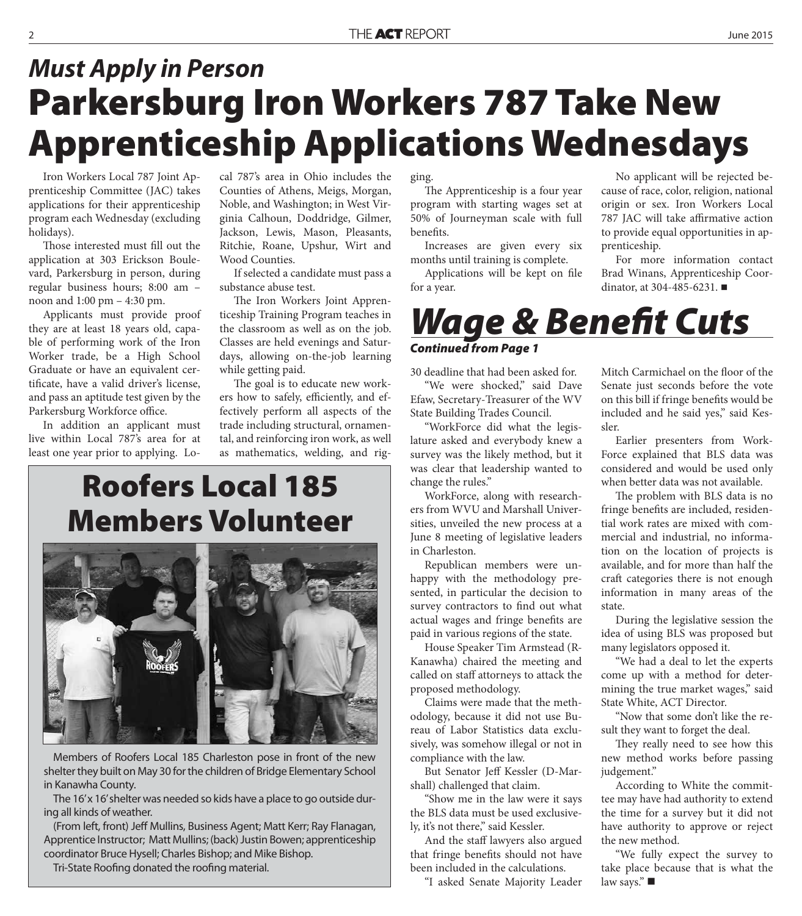## *Must Apply in Person*

# Parkersburg Iron Workers 787 Take New Apprenticeship Applications Wednesdays

Iron Workers Local 787 Joint Apprenticeship Committee (JAC) takes applications for their apprenticeship program each Wednesday (excluding holidays).

Those interested must fill out the application at 303 Erickson Boulevard, Parkersburg in person, during regular business hours; 8:00 am – noon and 1:00 pm – 4:30 pm.

Applicants must provide proof they are at least 18 years old, capable of performing work of the Iron Worker trade, be a High School Graduate or have an equivalent certificate, have a valid driver's license, and pass an aptitude test given by the Parkersburg Workforce office.

In addition an applicant must live within Local 787's area for at least one year prior to applying. Local 787's area in Ohio includes the Counties of Athens, Meigs, Morgan, Noble, and Washington; in West Virginia Calhoun, Doddridge, Gilmer, Jackson, Lewis, Mason, Pleasants, Ritchie, Roane, Upshur, Wirt and Wood Counties.

If selected a candidate must pass a substance abuse test.

The Iron Workers Joint Apprenticeship Training Program teaches in the classroom as well as on the job. Classes are held evenings and Saturdays, allowing on-the-job learning while getting paid.

The goal is to educate new workers how to safely, efficiently, and effectively perform all aspects of the trade including structural, ornamental, and reinforcing iron work, as well as mathematics, welding, and rigging.

The Apprenticeship is a four year program with starting wages set at 50% of Journeyman scale with full benefits.

Increases are given every six months until training is complete.

Applications will be kept on file for a year.

No applicant will be rejected because of race, color, religion, national origin or sex. Iron Workers Local 787 JAC will take affirmative action to provide equal opportunities in apprenticeship.

For more information contact Brad Winans, Apprenticeship Coordinator, at 304-485-6231. ■

# Roofers Local 185 Members Volunteer

Members of Roofers Local 185 Charleston pose in front of the new shelter they built on May 30 for the children of Bridge Elementary School in Kanawha County.

The 16' x 16' shelter was needed so kids have a place to go outside during all kinds of weather.

(From left, front) Jeff Mullins, Business Agent; Matt Kerr; Ray Flanagan, Apprentice Instructor; Matt Mullins; (back) Justin Bowen; apprenticeship coordinator Bruce Hysell; Charles Bishop; and Mike Bishop.

Tri-State Roofing donated the roofing material.

# *Wage & Benefit Cuts*

***Continued from Page 1***

30 deadline that had been asked for.

"We were shocked," said Dave Efaw, Secretary-Treasurer of the WV State Building Trades Council.

"WorkForce did what the legislature asked and everybody knew a survey was the likely method, but it was clear that leadership wanted to change the rules."

WorkForce, along with researchers from WVU and Marshall Universities, unveiled the new process at a June 8 meeting of legislative leaders in Charleston.

Republican members were unhappy with the methodology presented, in particular the decision to survey contractors to find out what actual wages and fringe benefits are paid in various regions of the state.

House Speaker Tim Armstead (R-Kanawha) chaired the meeting and called on staff attorneys to attack the proposed methodology.

Claims were made that the methodology, because it did not use Bureau of Labor Statistics data exclusively, was somehow illegal or not in compliance with the law.

But Senator Jeff Kessler (D-Marshall) challenged that claim.

"Show me in the law were it says the BLS data must be used exclusively, it's not there," said Kessler.

And the staff lawyers also argued that fringe benefits should not have been included in the calculations.

"I asked Senate Majority Leader Mitch Carmichael on the floor of the Senate just seconds before the vote on this bill if fringe benefits would be included and he said yes," said Kessler.

Earlier presenters from WorkForce explained that BLS data was considered and would be used only when better data was not available.

The problem with BLS data is no fringe benefits are included, residential work rates are mixed with commercial and industrial, no information on the location of projects is available, and for more than half the craft categories there is not enough information in many areas of the state.

During the legislative session the idea of using BLS was proposed but many legislators opposed it.

"We had a deal to let the experts come up with a method for determining the true market wages," said State White, ACT Director.

"Now that some don't like the result they want to forget the deal.

They really need to see how this new method works before passing judgement."

According to White the committee may have had authority to extend the time for a survey but it did not have authority to approve or reject the new method.

"We fully expect the survey to take place because that is what the law says." ■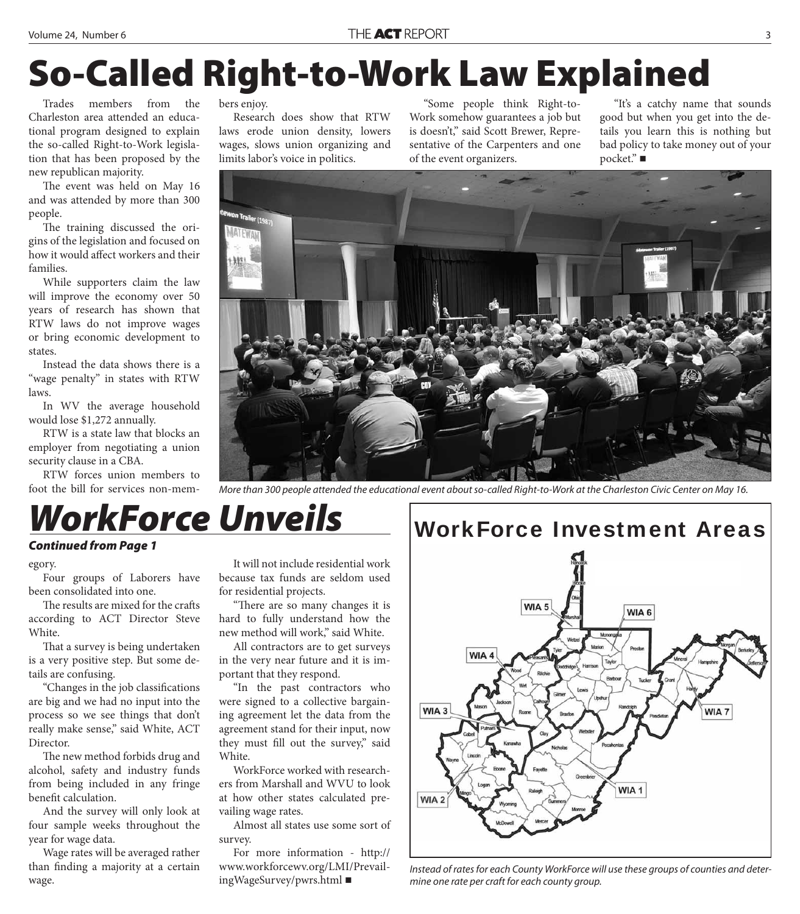# So-Called Right-to-Work Law Explained

Trades members from the Charleston area attended an educational program designed to explain the so-called Right-to-Work legislation that has been proposed by the new republican majority.

The event was held on May 16 and was attended by more than 300 people.

The training discussed the origins of the legislation and focused on how it would affect workers and their families.

While supporters claim the law will improve the economy over 50 years of research has shown that RTW laws do not improve wages or bring economic development to states.

Instead the data shows there is a "wage penalty" in states with RTW laws.

In WV the average household would lose $1,272 annually.

RTW is a state law that blocks an employer from negotiating a union security clause in a CBA.

RTW forces union members to foot the bill for services non-members enjoy.

Research does show that RTW laws erode union density, lowers wages, slows union organizing and limits labor's voice in politics.

"Some people think Right-to-Work somehow guarantees a job but is doesn't," said Scott Brewer, Representative of the Carpenters and one of the event organizers.

"It's a catchy name that sounds good but when you get into the details you learn this is nothing but bad policy to take money out of your pocket." ■

*More than 300 people attended the educational event about so-called Right-to-Work at the Charleston Civic Center on May 16.*

# *WorkForce Unveils*

***Continued from Page 1***

egory.

Four groups of Laborers have been consolidated into one.

The results are mixed for the crafts according to ACT Director Steve White.

That a survey is being undertaken is a very positive step. But some details are confusing.

"Changes in the job classifications are big and we had no input into the process so we see things that don't really make sense," said White, ACT Director.

The new method forbids drug and alcohol, safety and industry funds from being included in any fringe benefit calculation.

And the survey will only look at four sample weeks throughout the year for wage data.

Wage rates will be averaged rather than finding a majority at a certain wage.

It will not include residential work because tax funds are seldom used for residential projects.

"There are so many changes it is hard to fully understand how the new method will work," said White.

All contractors are to get surveys in the very near future and it is important that they respond.

"In the past contractors who were signed to a collective bargaining agreement let the data from the agreement stand for their input, now they must fill out the survey," said White.

WorkForce worked with researchers from Marshall and WVU to look at how other states calculated prevailing wage rates.

Almost all states use some sort of survey.

For more information - http://www.workforcewv.org/LMI/PrevailingWageSurvey/pwrs.html ■

## WorkForce Investment Areas

*Instead of rates for each County WorkForce will use these groups of counties and determine one rate per craft for each county group.*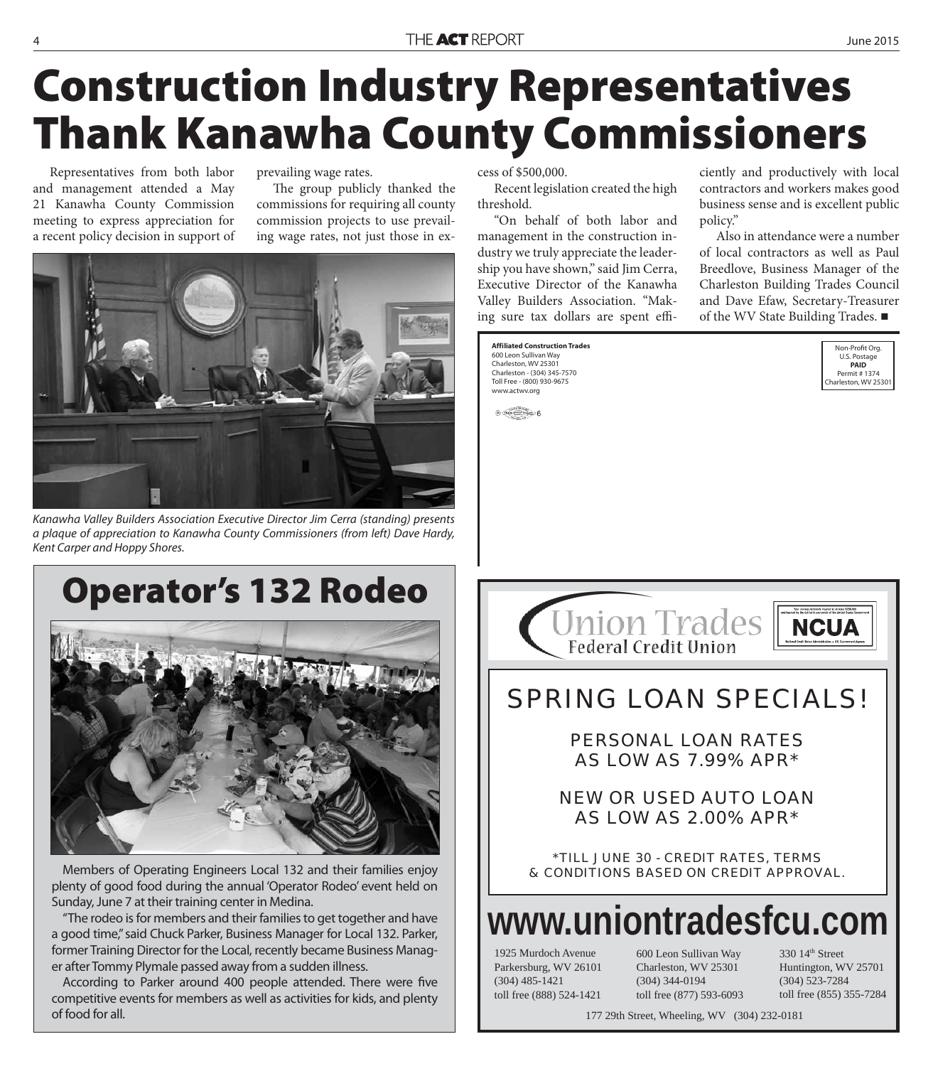# Construction Industry Representatives Thank Kanawha County Commissioners

Representatives from both labor and management attended a May 21 Kanawha County Commission meeting to express appreciation for a recent policy decision in support of prevailing wage rates.

The group publicly thanked the commissions for requiring all county commission projects to use prevailing wage rates, not just those in excess of $500,000.

Recent legislation created the high threshold.

"On behalf of both labor and management in the construction industry we truly appreciate the leadership you have shown," said Jim Cerra, Executive Director of the Kanawha Valley Builders Association. "Making sure tax dollars are spent efficiently and productively with local contractors and workers makes good business sense and is excellent public policy."

Also in attendance were a number of local contractors as well as Paul Breedlove, Business Manager of the Charleston Building Trades Council and Dave Efaw, Secretary-Treasurer of the WV State Building Trades. ■

*Kanawha Valley Builders Association Executive Director Jim Cerra (standing) presents a plaque of appreciation to Kanawha County Commissioners (from left) Dave Hardy, Kent Carper and Hoppy Shores.*

**Affiliated Construction Trades**
600 Leon Sullivan Way
Charleston, WV 25301
Charleston - (304) 345-7570
Toll Free - (800) 930-9675
www.actwv.org

Non-Profit Org.
U.S. Postage
**PAID**
Permit # 1374
Charleston, WV 25301

## Operator's 132 Rodeo

Members of Operating Engineers Local 132 and their families enjoy plenty of good food during the annual 'Operator Rodeo' event held on Sunday, June 7 at their training center in Medina.

"The rodeo is for members and their families to get together and have a good time," said Chuck Parker, Business Manager for Local 132. Parker, former Training Director for the Local, recently became Business Manager after Tommy Plymale passed away from a sudden illness.

According to Parker around 400 people attended. There were five competitive events for members as well as activities for kids, and plenty of food for all.

## Union Trades Federal Credit Union

NCUA

### SPRING LOAN SPECIALS!

PERSONAL LOAN RATES AS LOW AS 7.99% APR*

NEW OR USED AUTO LOAN AS LOW AS 2.00% APR*

*TILL JUNE 30 - CREDIT RATES, TERMS & CONDITIONS BASED ON CREDIT APPROVAL.

**www.uniontradesfcu.com**

1925 Murdoch Avenue
Parkersburg, WV 26101
(304) 485-1421
toll free (888) 524-1421

600 Leon Sullivan Way
Charleston, WV 25301
(304) 344-0194
toll free (877) 593-6093

330 14th Street
Huntington, WV 25701
(304) 523-7284
toll free (855) 355-7284

177 29th Street, Wheeling, WV (304) 232-0181